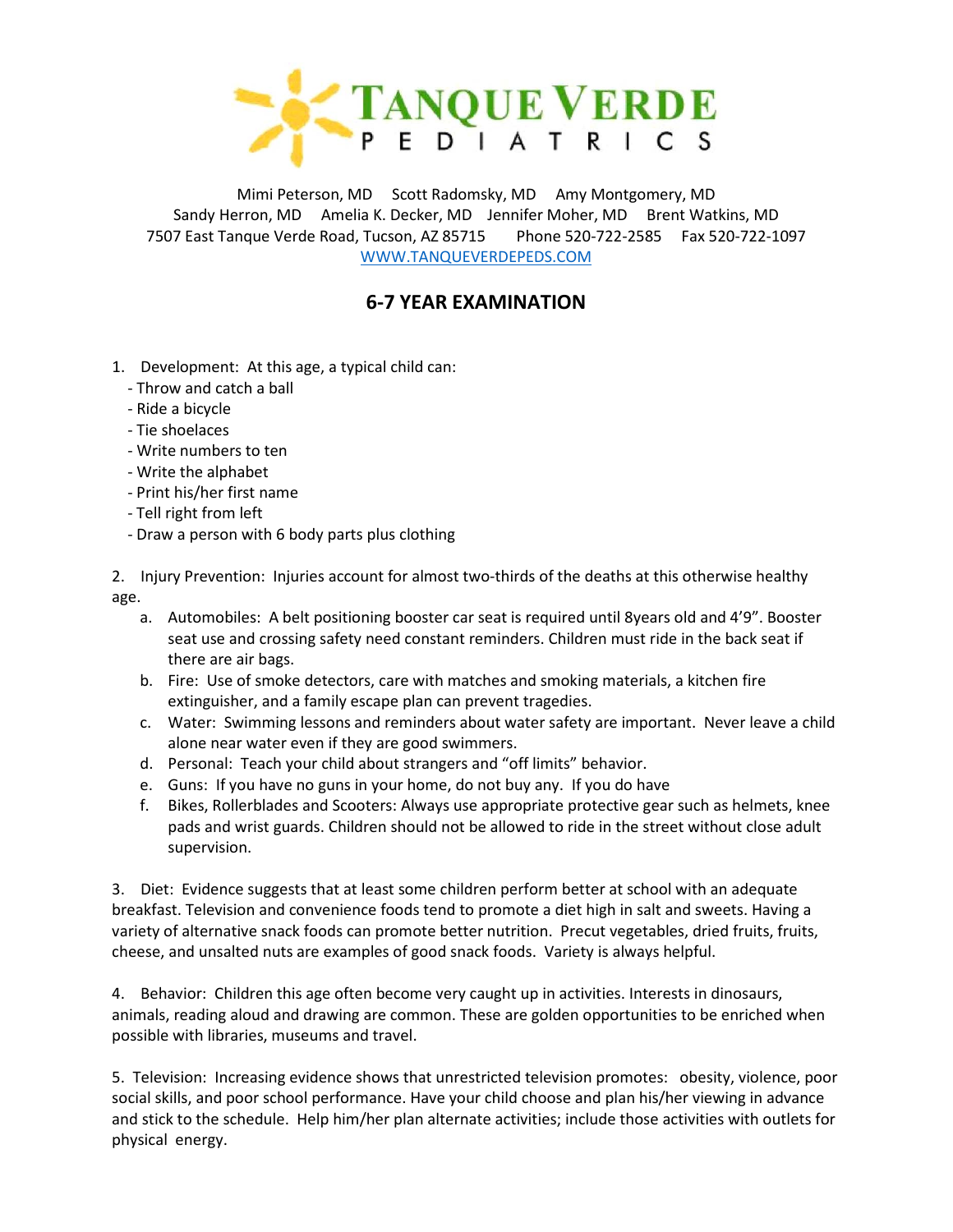# TANQUE VERDE PEDIATRICS

Mimi Peterson, MD Scott Radomsky, MD Amy Montgomery, MD
Sandy Herron, MD Amelia K. Decker, MD Jennifer Moher, MD Brent Watkins, MD
7507 East Tanque Verde Road, Tucson, AZ 85715 Phone 520-722-2585 Fax 520-722-1097
WWW.TANQUEVERDEPEDS.COM

## 6-7 YEAR EXAMINATION

1. Development: At this age, a typical child can:
   - Throw and catch a ball
   - Ride a bicycle
   - Tie shoelaces
   - Write numbers to ten
   - Write the alphabet
   - Print his/her first name
   - Tell right from left
   - Draw a person with 6 body parts plus clothing

2. Injury Prevention: Injuries account for almost two-thirds of the deaths at this otherwise healthy age.
   a. Automobiles: A belt positioning booster car seat is required until 8years old and 4'9". Booster seat use and crossing safety need constant reminders. Children must ride in the back seat if there are air bags.
   b. Fire: Use of smoke detectors, care with matches and smoking materials, a kitchen fire extinguisher, and a family escape plan can prevent tragedies.
   c. Water: Swimming lessons and reminders about water safety are important. Never leave a child alone near water even if they are good swimmers.
   d. Personal: Teach your child about strangers and "off limits" behavior.
   e. Guns: If you have no guns in your home, do not buy any. If you do have
   f. Bikes, Rollerblades and Scooters: Always use appropriate protective gear such as helmets, knee pads and wrist guards. Children should not be allowed to ride in the street without close adult supervision.

3. Diet: Evidence suggests that at least some children perform better at school with an adequate breakfast. Television and convenience foods tend to promote a diet high in salt and sweets. Having a variety of alternative snack foods can promote better nutrition. Precut vegetables, dried fruits, fruits, cheese, and unsalted nuts are examples of good snack foods. Variety is always helpful.

4. Behavior: Children this age often become very caught up in activities. Interests in dinosaurs, animals, reading aloud and drawing are common. These are golden opportunities to be enriched when possible with libraries, museums and travel.

5. Television: Increasing evidence shows that unrestricted television promotes: obesity, violence, poor social skills, and poor school performance. Have your child choose and plan his/her viewing in advance and stick to the schedule. Help him/her plan alternate activities; include those activities with outlets for physical energy.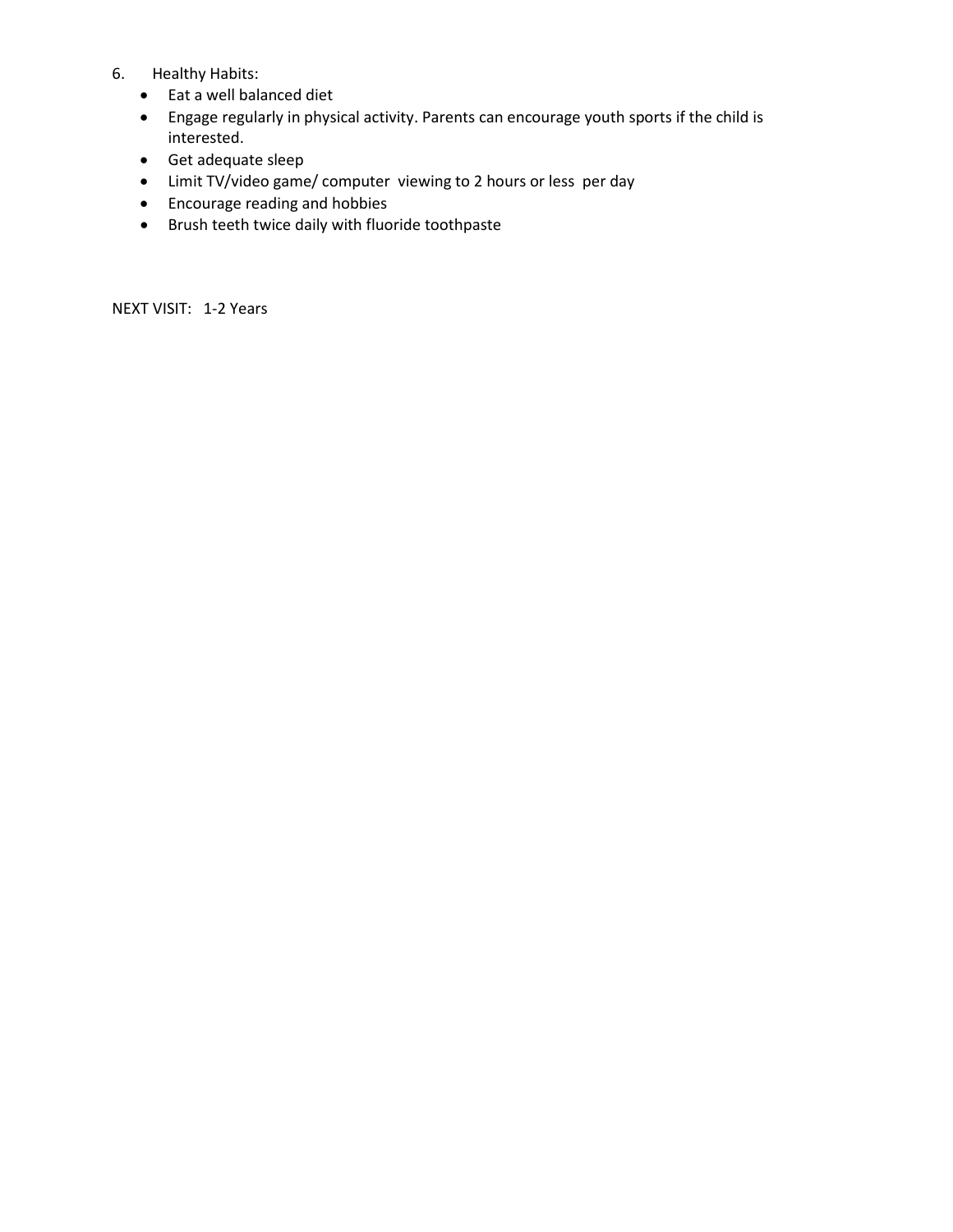6. Healthy Habits:
    - Eat a well balanced diet
    - Engage regularly in physical activity. Parents can encourage youth sports if the child is interested.
    - Get adequate sleep
    - Limit TV/video game/ computer viewing to 2 hours or less per day
    - Encourage reading and hobbies
    - Brush teeth twice daily with fluoride toothpaste

NEXT VISIT: 1-2 Years